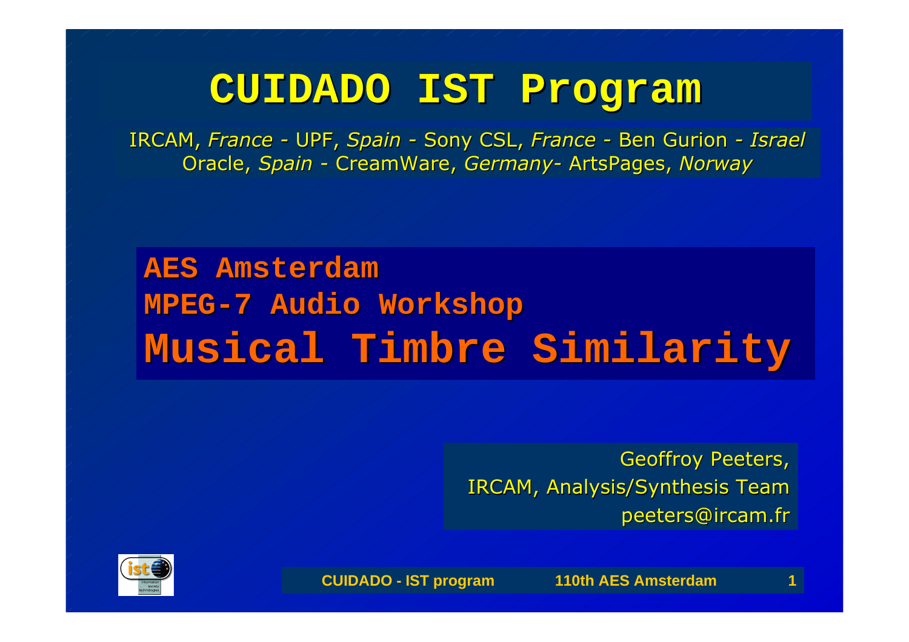# CUIDADO IST Program

IRCAM, *France* - UPF, *Spain* - Sony CSL, *France* - Ben Gurion - *Israel*
Oracle, *Spain* - CreamWare, *Germany*- ArtsPages, *Norway*

**AES Amsterdam**

**MPEG-7 Audio Workshop**

## Musical Timbre Similarity

Geoffroy Peeters,
IRCAM, Analysis/Synthesis Team
peeters@ircam.fr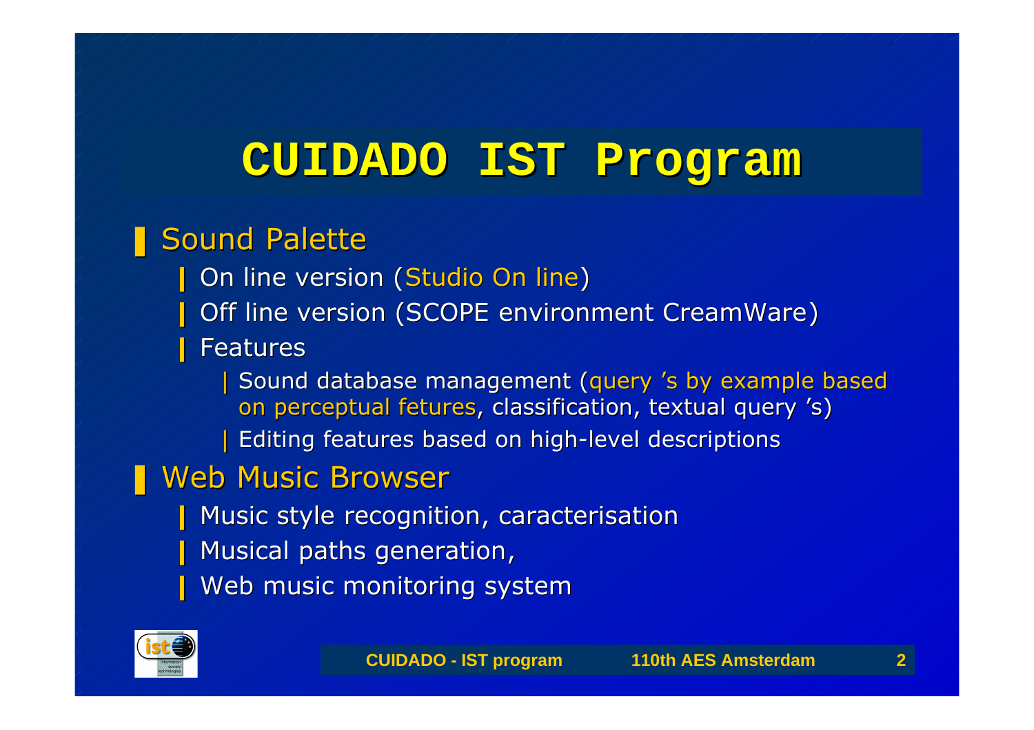# CUIDADO IST Program

- Sound Palette
  - On line version (Studio On line)
  - Off line version (SCOPE environment CreamWare)
  - Features
    - Sound database management (query 's by example based on perceptual fetures, classification, textual query 's)
    - Editing features based on high-level descriptions
- Web Music Browser
  - Music style recognition, caracterisation
  - Musical paths generation,
  - Web music monitoring system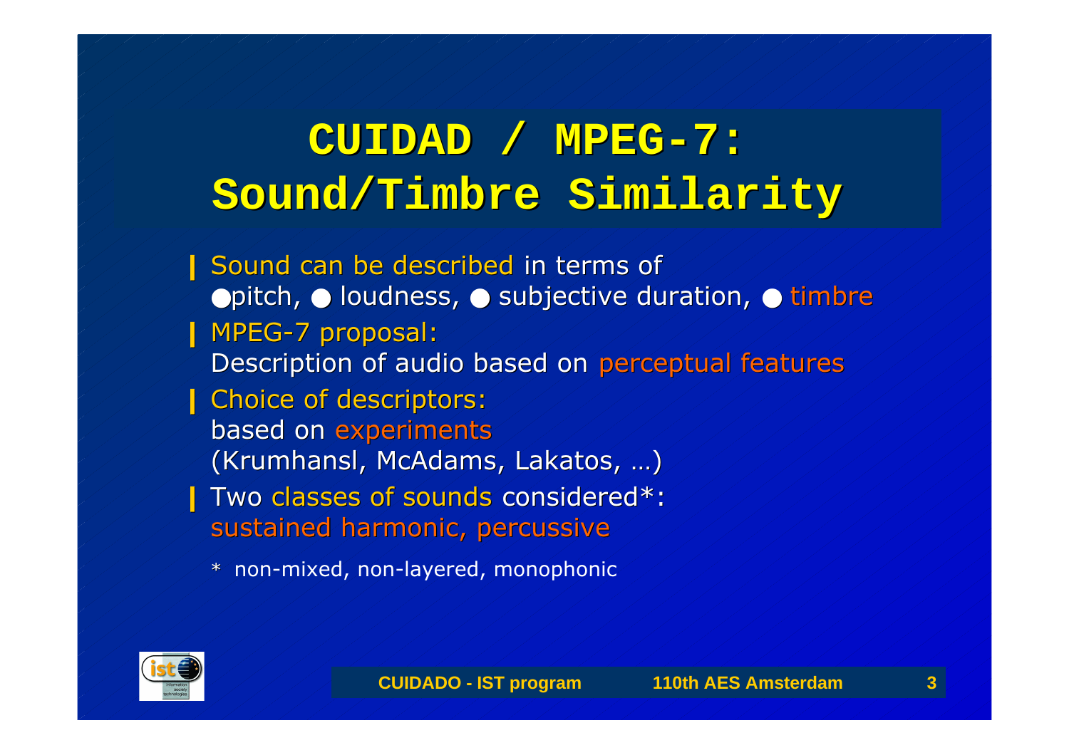# CUIDAD / MPEG-7: Sound/Timbre Similarity

- Sound can be described in terms of
  ● pitch, ● loudness, ● subjective duration, ● timbre
- MPEG-7 proposal:
  Description of audio based on perceptual features
- Choice of descriptors:
  based on experiments
  (Krumhansl, McAdams, Lakatos, …)
- Two classes of sounds considered*:
  sustained harmonic, percussive

\* non-mixed, non-layered, monophonic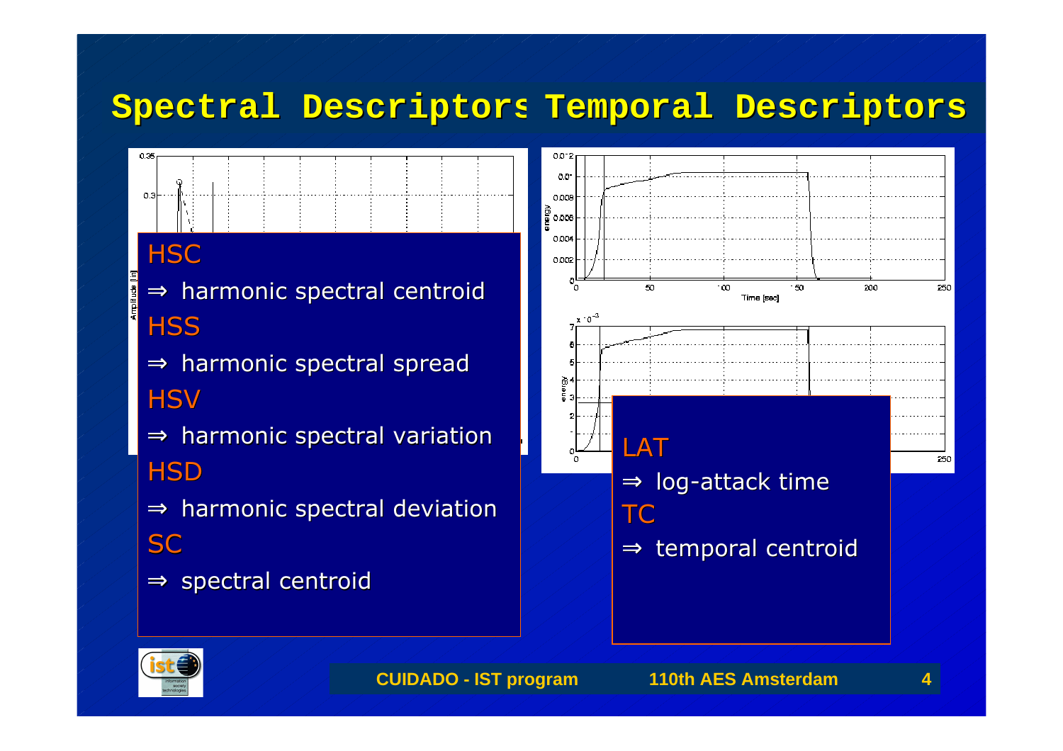## Spectral Descriptors Temporal Descriptors

0.35
0.3
Amplitude [lin]

**HSC**

⇒ harmonic spectral centroid

**HSS**

⇒ harmonic spectral spread

**HSV**

⇒ harmonic spectral variation

**HSD**

⇒ harmonic spectral deviation

**SC**

⇒ spectral centroid

0.012
0.01
0.008
0.006
0.004
0.002
0
energy
0
50
100
150
200
250
Time [sec]

x 10^-3
7
6
5
4
3
2
0
energy
0
250

**LAT**

⇒ log-attack time

**TC**

⇒ temporal centroid

CUIDADO - IST program 110th AES Amsterdam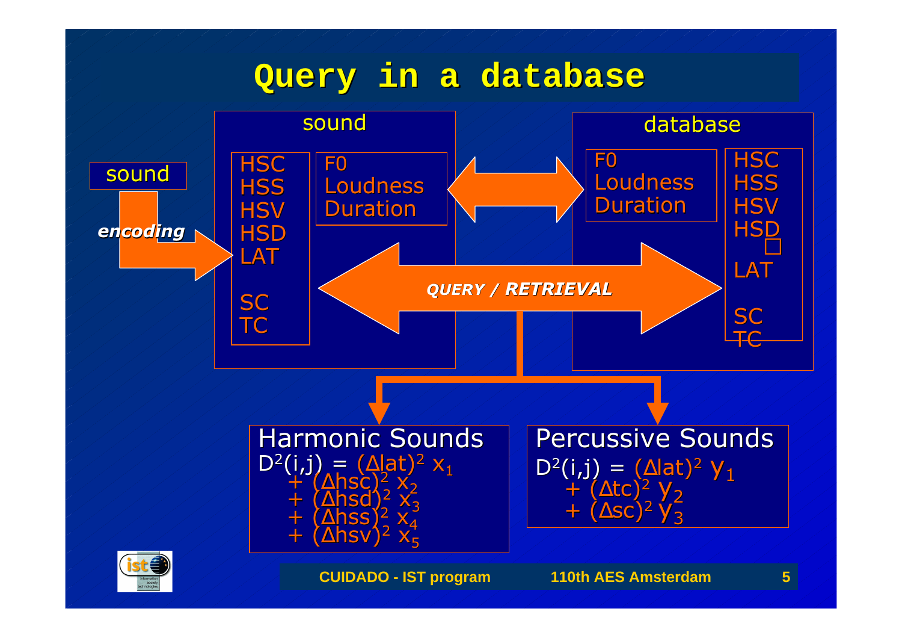# Query in a database

sound

*encoding*

**sound**

HSC
HSS
HSV
HSD
LAT

SC
TC

F0
Loudness
Duration

**database**

F0
Loudness
Duration

HSC
HSS
HSV
HSD
LAT

SC
TC

*QUERY / RETRIEVAL*

**Harmonic Sounds**

$$D^2(i,j) = (\Delta lat)^2 x_1 + (\Delta hsc)^2 x_2 + (\Delta hsd)^2 x_3 + (\Delta hss)^2 x_4 + (\Delta hsv)^2 x_5$$

**Percussive Sounds**

$$D^2(i,j) = (\Delta lat)^2 y_1 + (\Delta tc)^2 y_2 + (\Delta sc)^2 y_3$$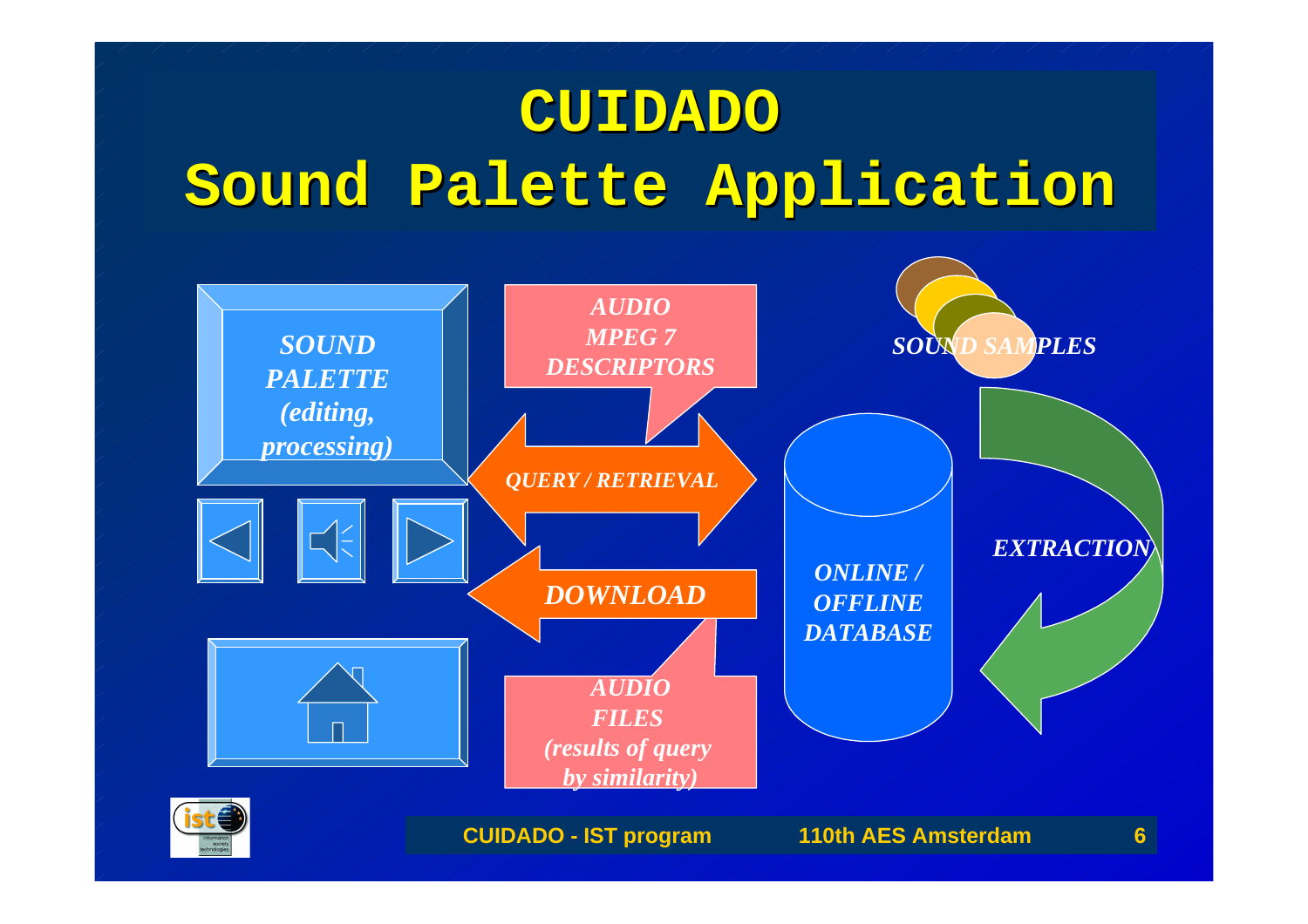# CUIDADO
# Sound Palette Application

SOUND PALETTE (editing, processing)

AUDIO MPEG 7 DESCRIPTORS

QUERY / RETRIEVAL

DOWNLOAD

AUDIO FILES (results of query by similarity)

SOUND SAMPLES

EXTRACTION

ONLINE / OFFLINE DATABASE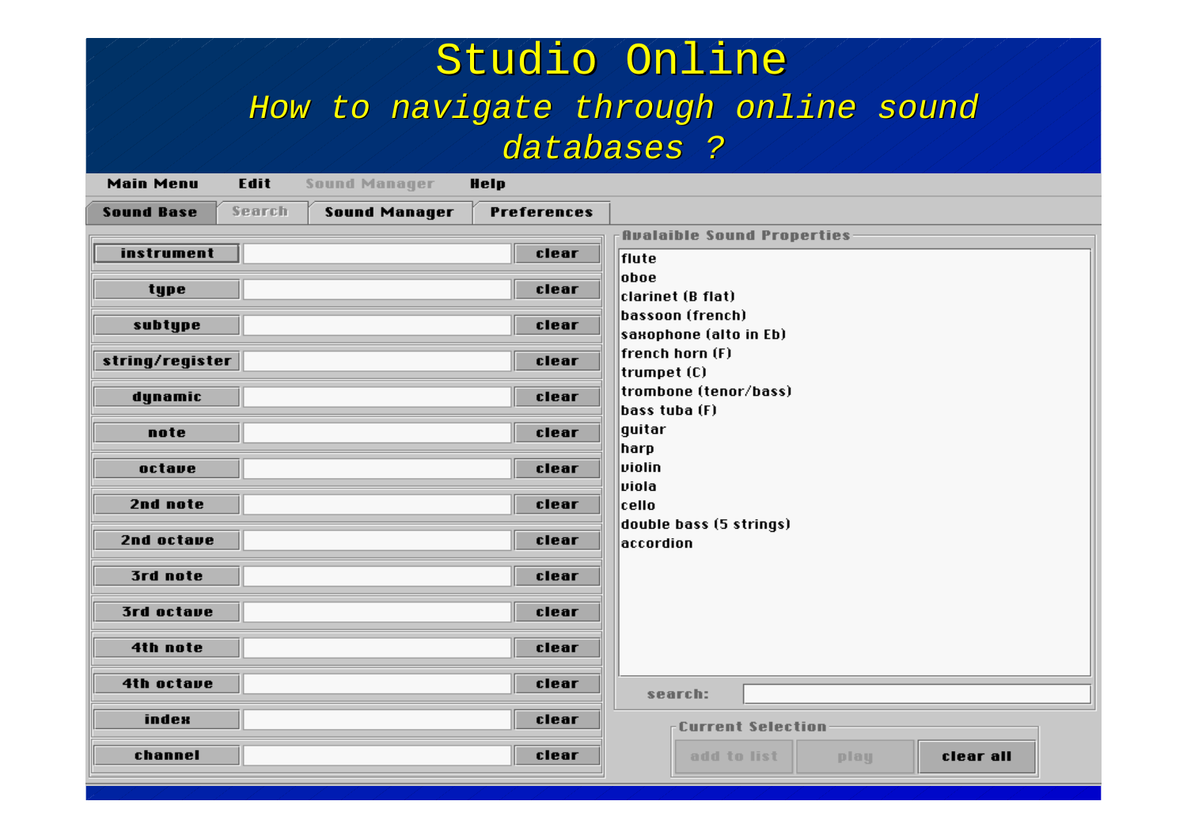# Studio Online

*How to navigate through online sound databases ?*

Main Menu Edit Sound Manager Help

Sound Base | Search | Sound Manager | Preferences

| | | |
|---|---|---|
| instrument | | clear |
| type | | clear |
| subtype | | clear |
| string/register | | clear |
| dynamic | | clear |
| note | | clear |
| octave | | clear |
| 2nd note | | clear |
| 2nd octave | | clear |
| 3rd note | | clear |
| 3rd octave | | clear |
| 4th note | | clear |
| 4th octave | | clear |
| index | | clear |
| channel | | clear |

Avalaible Sound Properties

flute
oboe
clarinet (B flat)
bassoon (french)
saxophone (alto in Eb)
french horn (F)
trumpet (C)
trombone (tenor/bass)
bass tuba (F)
guitar
harp
violin
viola
cello
double bass (5 strings)
accordion

search:

Current Selection

add to list | play | clear all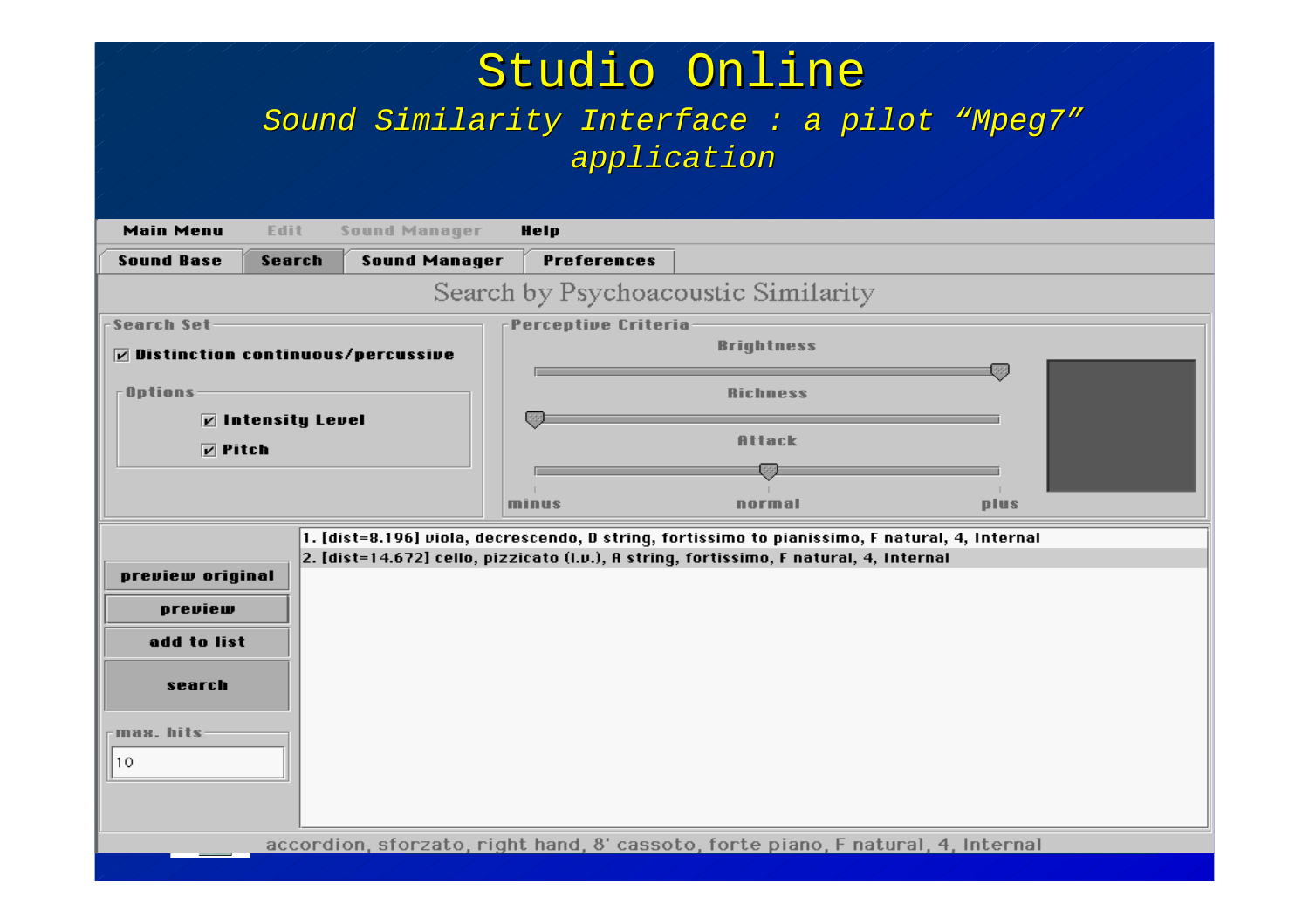# Studio Online

*Sound Similarity Interface : a pilot "Mpeg7" application*

Main Menu Edit Sound Manager Help

Sound Base | Search | Sound Manager | Preferences

Search by Psychoacoustic Similarity

Search Set

- Distinction continuous/percussive

Options

- Intensity Level
- Pitch

Perceptive Criteria

Brightness

Richness

Attack

minus normal plus

1. [dist=8.196] viola, decrescendo, D string, fortissimo to pianissimo, F natural, 4, Internal
2. [dist=14.672] cello, pizzicato (l.v.), A string, fortissimo, F natural, 4, Internal

preview original

preview

add to list

search

max. hits

10

accordion, sforzato, right hand, 8' cassoto, forte piano, F natural, 4, Internal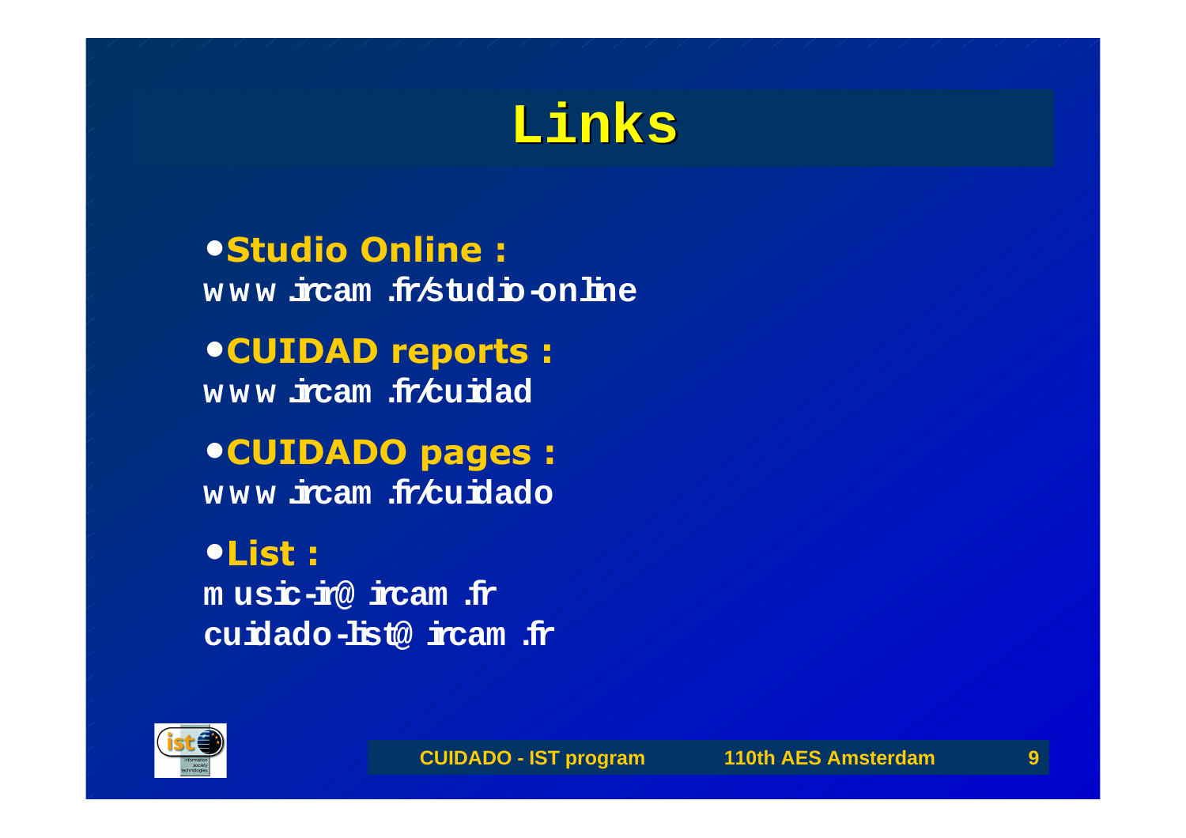# Links

- **Studio Online :**
  www.ircam.fr/studio-online
- **CUIDAD reports :**
  www.ircam.fr/cuidad
- **CUIDADO pages :**
  www.ircam.fr/cuidado
- **List :**
  music-ir@ircam.fr
  cuidado-list@ircam.fr